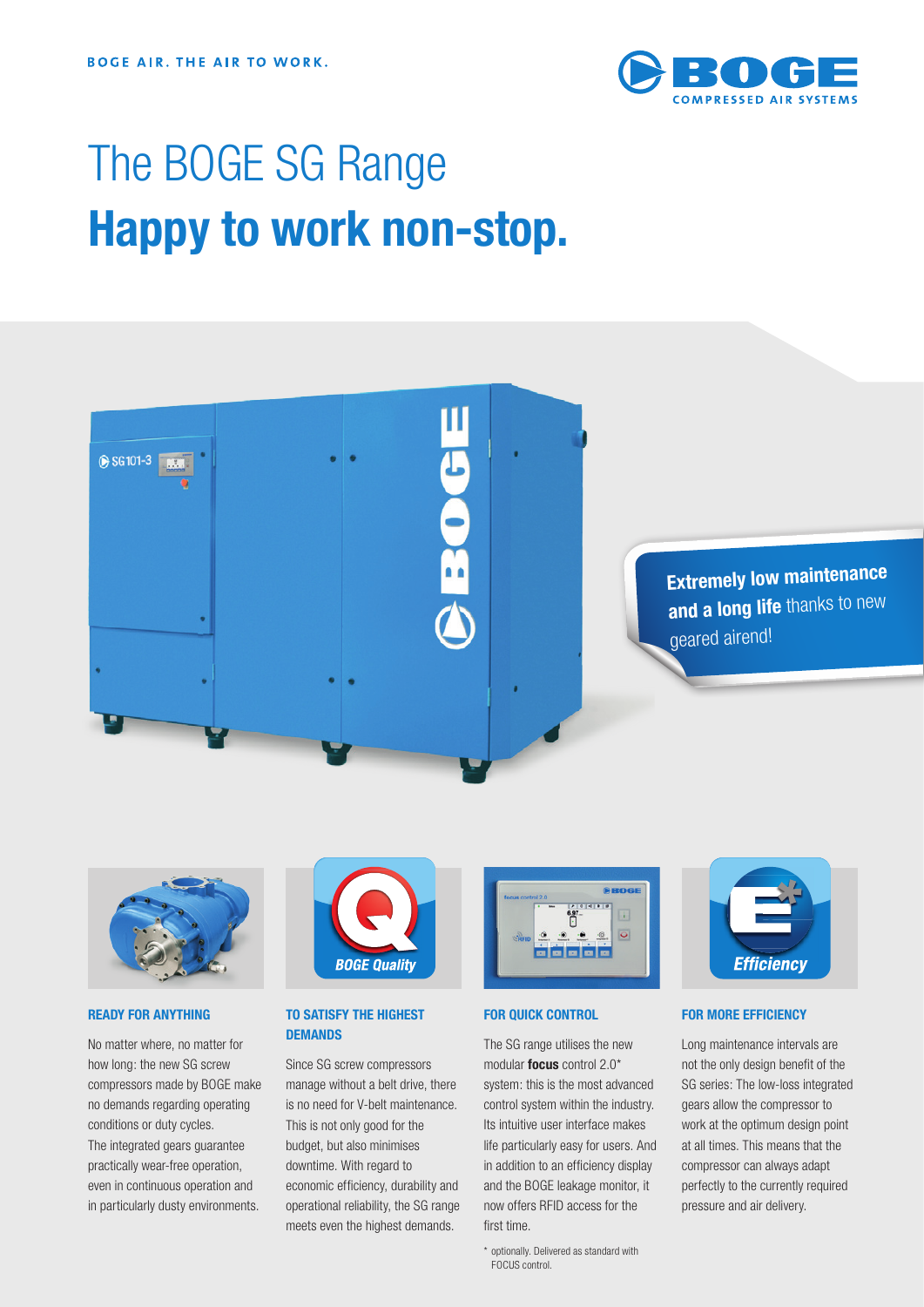BOGE AIR. THE AIR TO WORK.

# The BOGE SG Range
# **Happy to work non-stop.**

**Extremely low maintenance and a long life** thanks to new geared airend!

### READY FOR ANYTHING

No matter where, no matter for how long: the new SG screw compressors made by BOGE make no demands regarding operating conditions or duty cycles. The integrated gears guarantee practically wear-free operation, even in continuous operation and in particularly dusty environments.

### TO SATISFY THE HIGHEST DEMANDS

Since SG screw compressors manage without a belt drive, there is no need for V-belt maintenance. This is not only good for the budget, but also minimises downtime. With regard to economic efficiency, durability and operational reliability, the SG range meets even the highest demands.

### FOR QUICK CONTROL

The SG range utilises the new modular **focus** control 2.0* system: this is the most advanced control system within the industry. Its intuitive user interface makes life particularly easy for users. And in addition to an efficiency display and the BOGE leakage monitor, it now offers RFID access for the first time.

\* optionally. Delivered as standard with FOCUS control.

### FOR MORE EFFICIENCY

Long maintenance intervals are not the only design benefit of the SG series: The low-loss integrated gears allow the compressor to work at the optimum design point at all times. This means that the compressor can always adapt perfectly to the currently required pressure and air delivery.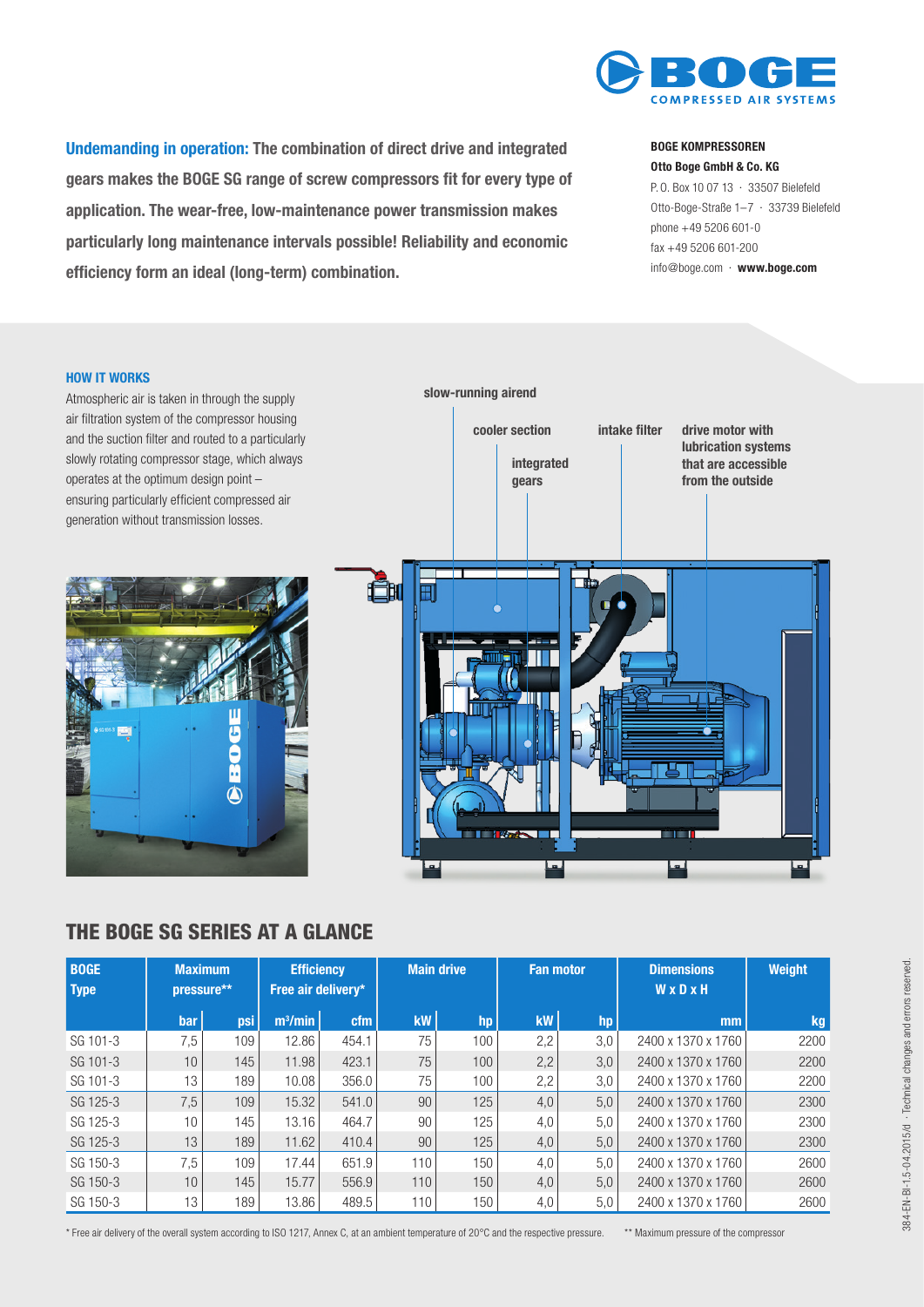**Undemanding in operation:** The combination of direct drive and integrated gears makes the BOGE SG range of screw compressors fit for every type of application. The wear-free, low-maintenance power transmission makes particularly long maintenance intervals possible! Reliability and economic efficiency form an ideal (long-term) combination.

**BOGE KOMPRESSOREN**
**Otto Boge GmbH & Co. KG**
P. O. Box 10 07 13 · 33507 Bielefeld
Otto-Boge-Straße 1–7 · 33739 Bielefeld
phone +49 5206 601-0
fax +49 5206 601-200
info@boge.com · **www.boge.com**

### HOW IT WORKS

Atmospheric air is taken in through the supply air filtration system of the compressor housing and the suction filter and routed to a particularly slowly rotating compressor stage, which always operates at the optimum design point – ensuring particularly efficient compressed air generation without transmission losses.

slow-running airend

cooler section

integrated gears

intake filter

drive motor with lubrication systems that are accessible from the outside

## THE BOGE SG SERIES AT A GLANCE

| BOGE Type | Maximum pressure** | | Efficiency Free air delivery* | | Main drive | | Fan motor | | Dimensions W x D x H | Weight |
|---|---|---|---|---|---|---|---|---|---|---|
| | bar | psi | m³/min | cfm | kW | hp | kW | hp | mm | kg |
| SG 101-3 | 7,5 | 109 | 12.86 | 454.1 | 75 | 100 | 2,2 | 3,0 | 2400 x 1370 x 1760 | 2200 |
| SG 101-3 | 10 | 145 | 11.98 | 423.1 | 75 | 100 | 2,2 | 3,0 | 2400 x 1370 x 1760 | 2200 |
| SG 101-3 | 13 | 189 | 10.08 | 356.0 | 75 | 100 | 2,2 | 3,0 | 2400 x 1370 x 1760 | 2200 |
| SG 125-3 | 7,5 | 109 | 15.32 | 541.0 | 90 | 125 | 4,0 | 5,0 | 2400 x 1370 x 1760 | 2300 |
| SG 125-3 | 10 | 145 | 13.16 | 464.7 | 90 | 125 | 4,0 | 5,0 | 2400 x 1370 x 1760 | 2300 |
| SG 125-3 | 13 | 189 | 11.62 | 410.4 | 90 | 125 | 4,0 | 5,0 | 2400 x 1370 x 1760 | 2300 |
| SG 150-3 | 7,5 | 109 | 17.44 | 651.9 | 110 | 150 | 4,0 | 5,0 | 2400 x 1370 x 1760 | 2600 |
| SG 150-3 | 10 | 145 | 15.77 | 556.9 | 110 | 150 | 4,0 | 5,0 | 2400 x 1370 x 1760 | 2600 |
| SG 150-3 | 13 | 189 | 13.86 | 489.5 | 110 | 150 | 4,0 | 5,0 | 2400 x 1370 x 1760 | 2600 |

* Free air delivery of the overall system according to ISO 1217, Annex C, at an ambient temperature of 20°C and the respective pressure. ** Maximum pressure of the compressor

384-EN-BI-1.5-04.2015/d · Technical changes and errors reserved.